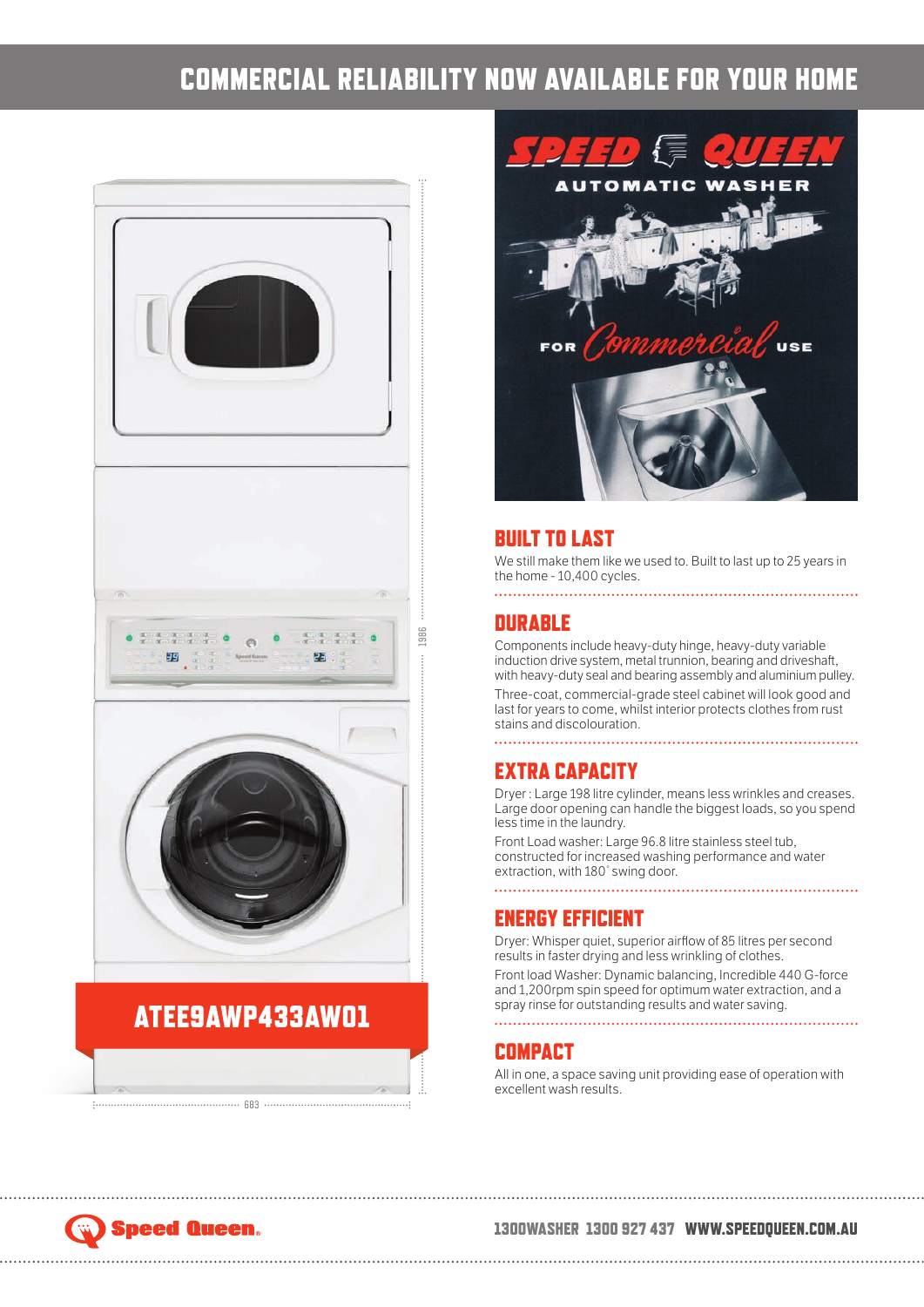# COMMERCIAL RELIABILITY NOW AVAILABLE FOR YOUR HOME

ATEE9AWP433AW01

1986

683

## BUILT TO LAST

We still make them like we used to. Built to last up to 25 years in the home - 10,400 cycles.

## DURABLE

Components include heavy-duty hinge, heavy-duty variable induction drive system, metal trunnion, bearing and driveshaft, with heavy-duty seal and bearing assembly and aluminium pulley.

Three-coat, commercial-grade steel cabinet will look good and last for years to come, whilst interior protects clothes from rust stains and discolouration.

## EXTRA CAPACITY

Dryer : Large 198 litre cylinder, means less wrinkles and creases. Large door opening can handle the biggest loads, so you spend less time in the laundry.

Front Load washer: Large 96.8 litre stainless steel tub, constructed for increased washing performance and water extraction, with 180° swing door.

## ENERGY EFFICIENT

Dryer: Whisper quiet, superior airflow of 85 litres per second results in faster drying and less wrinkling of clothes.

Front load Washer: Dynamic balancing, Incredible 440 G-force and 1,200rpm spin speed for optimum water extraction, and a spray rinse for outstanding results and water saving.

## COMPACT

All in one, a space saving unit providing ease of operation with excellent wash results.

Speed Queen. 1300WASHER 1300 927 437 WWW.SPEEDQUEEN.COM.AU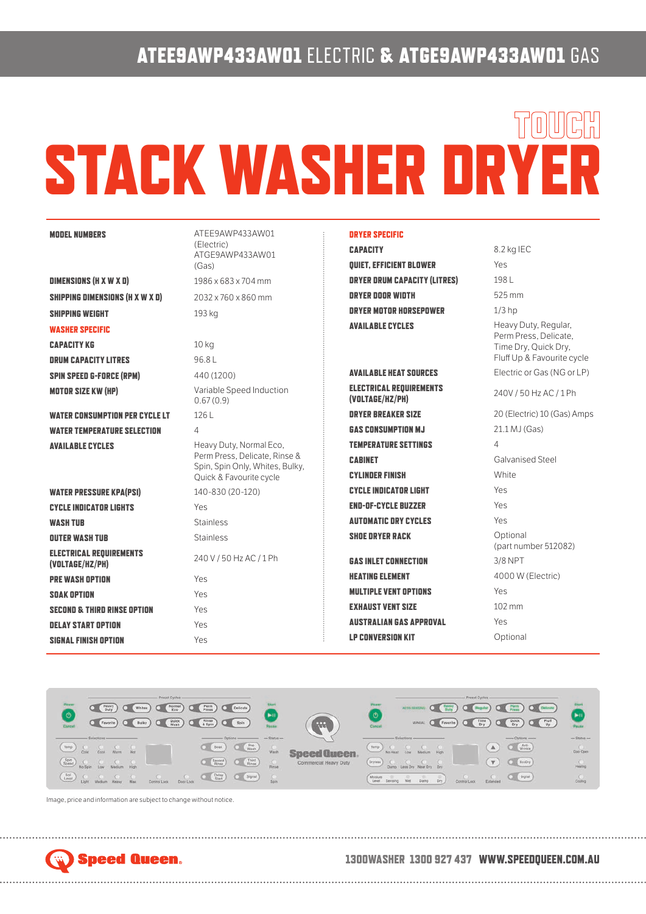# ATEE9AWP433AW01 ELECTRIC & ATGE9AWP433AW01 GAS

TOUCH

# STACK WASHER DRYER

| | |
|---|---|
| **MODEL NUMBERS** | ATEE9AWP433AW01 (Electric) ATGE9AWP433AW01 (Gas) |
| **DIMENSIONS (H X W X D)** | 1986 x 683 x 704 mm |
| **SHIPPING DIMENSIONS (H X W X D)** | 2032 x 760 x 860 mm |
| **SHIPPING WEIGHT** | 193 kg |
| **WASHER SPECIFIC** | |
| **CAPACITY KG** | 10 kg |
| **DRUM CAPACITY LITRES** | 96.8 L |
| **SPIN SPEED G-FORCE (RPM)** | 440 (1200) |
| **MOTOR SIZE KW (HP)** | Variable Speed Induction 0.67 (0.9) |
| **WATER CONSUMPTION PER CYCLE LT** | 126 L |
| **WATER TEMPERATURE SELECTION** | 4 |
| **AVAILABLE CYCLES** | Heavy Duty, Normal Eco, Perm Press, Delicate, Rinse & Spin, Spin Only, Whites, Bulky, Quick & Favourite cycle |
| **WATER PRESSURE KPA(PSI)** | 140-830 (20-120) |
| **CYCLE INDICATOR LIGHTS** | Yes |
| **WASH TUB** | Stainless |
| **OUTER WASH TUB** | Stainless |
| **ELECTRICAL REQUIREMENTS (VOLTAGE/HZ/PH)** | 240 V / 50 Hz AC / 1 Ph |
| **PRE WASH OPTION** | Yes |
| **SOAK OPTION** | Yes |
| **SECOND & THIRD RINSE OPTION** | Yes |
| **DELAY START OPTION** | Yes |
| **SIGNAL FINISH OPTION** | Yes |

| | |
|---|---|
| **DRYER SPECIFIC** | |
| **CAPACITY** | 8.2 kg IEC |
| **QUIET, EFFICIENT BLOWER** | Yes |
| **DRYER DRUM CAPACITY (LITRES)** | 198 L |
| **DRYER DOOR WIDTH** | 525 mm |
| **DRYER MOTOR HORSEPOWER** | 1/3 hp |
| **AVAILABLE CYCLES** | Heavy Duty, Regular, Perm Press, Delicate, Time Dry, Quick Dry, Fluff Up & Favourite cycle |
| **AVAILABLE HEAT SOURCES** | Electric or Gas (NG or LP) |
| **ELECTRICAL REQUIREMENTS (VOLTAGE/HZ/PH)** | 240V / 50 Hz AC / 1 Ph |
| **DRYER BREAKER SIZE** | 20 (Electric) 10 (Gas) Amps |
| **GAS CONSUMPTION MJ** | 21.1 MJ (Gas) |
| **TEMPERATURE SETTINGS** | 4 |
| **CABINET** | Galvanised Steel |
| **CYLINDER FINISH** | White |
| **CYCLE INDICATOR LIGHT** | Yes |
| **END-OF-CYCLE BUZZER** | Yes |
| **AUTOMATIC DRY CYCLES** | Yes |
| **SHOE DRYER RACK** | Optional (part number 512082) |
| **GAS INLET CONNECTION** | 3/8 NPT |
| **HEATING ELEMENT** | 4000 W (Electric) |
| **MULTIPLE VENT OPTIONS** | Yes |
| **EXHAUST VENT SIZE** | 102 mm |
| **AUSTRALIAN GAS APPROVAL** | Yes |
| **LP CONVERSION KIT** | Optional |

Image, price and information are subject to change without notice.

Speed Queen

1300WASHER 1300 927 437 WWW.SPEEDQUEEN.COM.AU